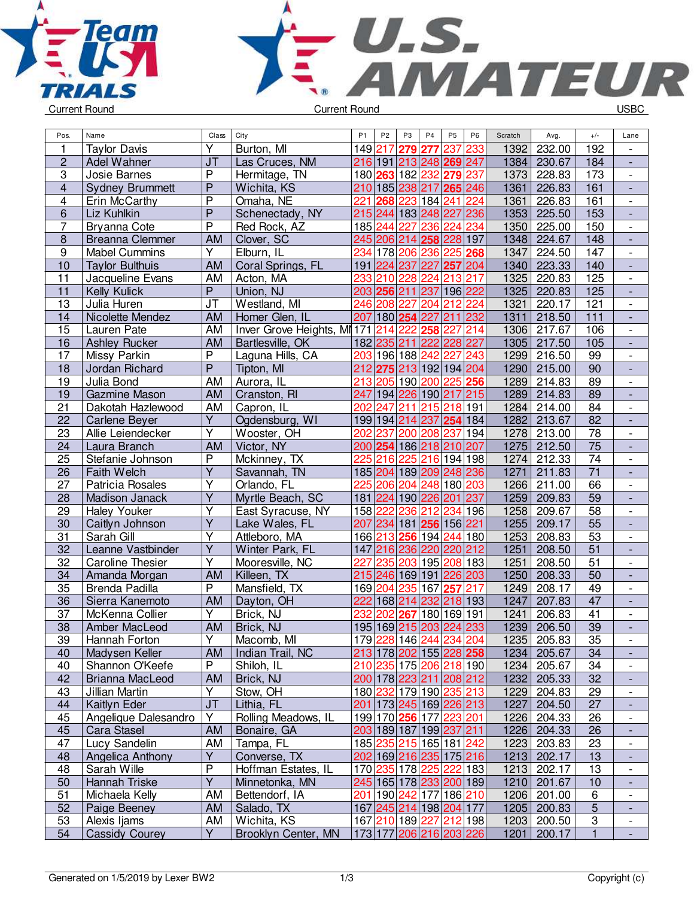Current Round | Current Round | USBC

| Pos. | Name | Class | City | P1 | P2 | P3 | P4 | P5 | P6 | Scratch | Avg. | +/- | Lane |
|---|---|---|---|---|---|---|---|---|---|---|---|---|---|
| 1 | Taylor Davis | Y | Burton, MI | 149 | 217 | 279 | 277 | 237 | 233 | 1392 | 232.00 | 192 | - |
| 2 | Adel Wahner | JT | Las Cruces, NM | 216 | 191 | 213 | 248 | 269 | 247 | 1384 | 230.67 | 184 | - |
| 3 | Josie Barnes | P | Hermitage, TN | 180 | 263 | 182 | 232 | 279 | 237 | 1373 | 228.83 | 173 | - |
| 4 | Sydney Brummett | P | Wichita, KS | 210 | 185 | 238 | 217 | 265 | 246 | 1361 | 226.83 | 161 | - |
| 4 | Erin McCarthy | P | Omaha, NE | 221 | 268 | 223 | 184 | 241 | 224 | 1361 | 226.83 | 161 | - |
| 6 | Liz Kuhlkin | P | Schenectady, NY | 215 | 244 | 183 | 248 | 227 | 236 | 1353 | 225.50 | 153 | - |
| 7 | Bryanna Cote | P | Red Rock, AZ | 185 | 244 | 227 | 236 | 224 | 234 | 1350 | 225.00 | 150 | - |
| 8 | Breanna Clemmer | AM | Clover, SC | 245 | 206 | 214 | 258 | 228 | 197 | 1348 | 224.67 | 148 | - |
| 9 | Mabel Cummins | Y | Elburn, IL | 234 | 178 | 206 | 236 | 225 | 268 | 1347 | 224.50 | 147 | - |
| 10 | Taylor Bulthuis | AM | Coral Springs, FL | 191 | 224 | 237 | 227 | 257 | 204 | 1340 | 223.33 | 140 | - |
| 11 | Jacqueline Evans | AM | Acton, MA | 233 | 210 | 228 | 224 | 213 | 217 | 1325 | 220.83 | 125 | - |
| 11 | Kelly Kulick | P | Union, NJ | 203 | 256 | 211 | 237 | 196 | 222 | 1325 | 220.83 | 125 | - |
| 13 | Julia Huren | JT | Westland, MI | 246 | 208 | 227 | 204 | 212 | 224 | 1321 | 220.17 | 121 | - |
| 14 | Nicolette Mendez | AM | Homer Glen, IL | 207 | 180 | 254 | 227 | 211 | 232 | 1311 | 218.50 | 111 | - |
| 15 | Lauren Pate | AM | Inver Grove Heights, MN | 171 | 214 | 222 | 258 | 227 | 214 | 1306 | 217.67 | 106 | - |
| 16 | Ashley Rucker | AM | Bartlesville, OK | 182 | 235 | 211 | 222 | 228 | 227 | 1305 | 217.50 | 105 | - |
| 17 | Missy Parkin | P | Laguna Hills, CA | 203 | 196 | 188 | 242 | 227 | 243 | 1299 | 216.50 | 99 | - |
| 18 | Jordan Richard | P | Tipton, MI | 212 | 275 | 213 | 192 | 194 | 204 | 1290 | 215.00 | 90 | - |
| 19 | Julia Bond | AM | Aurora, IL | 213 | 205 | 190 | 200 | 225 | 256 | 1289 | 214.83 | 89 | - |
| 19 | Gazmine Mason | AM | Cranston, RI | 247 | 194 | 226 | 190 | 217 | 215 | 1289 | 214.83 | 89 | - |
| 21 | Dakotah Hazlewood | AM | Capron, IL | 202 | 247 | 211 | 215 | 218 | 191 | 1284 | 214.00 | 84 | - |
| 22 | Carlene Beyer | Y | Ogdensburg, WI | 199 | 194 | 214 | 237 | 254 | 184 | 1282 | 213.67 | 82 | - |
| 23 | Allie Leiendecker | Y | Wooster, OH | 202 | 237 | 200 | 208 | 237 | 194 | 1278 | 213.00 | 78 | - |
| 24 | Laura Branch | AM | Victor, NY | 200 | 254 | 186 | 218 | 210 | 207 | 1275 | 212.50 | 75 | - |
| 25 | Stefanie Johnson | P | Mckinney, TX | 225 | 216 | 225 | 216 | 194 | 198 | 1274 | 212.33 | 74 | - |
| 26 | Faith Welch | Y | Savannah, TN | 185 | 204 | 189 | 209 | 248 | 236 | 1271 | 211.83 | 71 | - |
| 27 | Patricia Rosales | Y | Orlando, FL | 225 | 206 | 204 | 248 | 180 | 203 | 1266 | 211.00 | 66 | - |
| 28 | Madison Janack | Y | Myrtle Beach, SC | 181 | 224 | 190 | 226 | 201 | 237 | 1259 | 209.83 | 59 | - |
| 29 | Haley Youker | Y | East Syracuse, NY | 158 | 222 | 236 | 212 | 234 | 196 | 1258 | 209.67 | 58 | - |
| 30 | Caitlyn Johnson | Y | Lake Wales, FL | 207 | 234 | 181 | 256 | 156 | 221 | 1255 | 209.17 | 55 | - |
| 31 | Sarah Gill | Y | Attleboro, MA | 166 | 213 | 256 | 194 | 244 | 180 | 1253 | 208.83 | 53 | - |
| 32 | Leanne Vastbinder | Y | Winter Park, FL | 147 | 216 | 236 | 220 | 220 | 212 | 1251 | 208.50 | 51 | - |
| 32 | Caroline Thesier | Y | Mooresville, NC | 227 | 235 | 203 | 195 | 208 | 183 | 1251 | 208.50 | 51 | - |
| 34 | Amanda Morgan | AM | Killeen, TX | 215 | 246 | 169 | 191 | 226 | 203 | 1250 | 208.33 | 50 | - |
| 35 | Brenda Padilla | P | Mansfield, TX | 169 | 204 | 235 | 167 | 257 | 217 | 1249 | 208.17 | 49 | - |
| 36 | Sierra Kanemoto | AM | Dayton, OH | 222 | 168 | 214 | 232 | 218 | 193 | 1247 | 207.83 | 47 | - |
| 37 | McKenna Collier | Y | Brick, NJ | 232 | 202 | 267 | 180 | 169 | 191 | 1241 | 206.83 | 41 | - |
| 38 | Amber MacLeod | AM | Brick, NJ | 195 | 169 | 215 | 203 | 224 | 233 | 1239 | 206.50 | 39 | - |
| 39 | Hannah Forton | Y | Macomb, MI | 179 | 228 | 146 | 244 | 234 | 204 | 1235 | 205.83 | 35 | - |
| 40 | Madysen Keller | AM | Indian Trail, NC | 213 | 178 | 202 | 155 | 228 | 258 | 1234 | 205.67 | 34 | - |
| 40 | Shannon O'Keefe | P | Shiloh, IL | 210 | 235 | 175 | 206 | 218 | 190 | 1234 | 205.67 | 34 | - |
| 42 | Brianna MacLeod | AM | Brick, NJ | 200 | 178 | 223 | 211 | 208 | 212 | 1232 | 205.33 | 32 | - |
| 43 | Jillian Martin | Y | Stow, OH | 180 | 232 | 179 | 190 | 235 | 213 | 1229 | 204.83 | 29 | - |
| 44 | Kaitlyn Eder | JT | Lithia, FL | 201 | 173 | 245 | 169 | 226 | 213 | 1227 | 204.50 | 27 | - |
| 45 | Angelique Dalesandro | Y | Rolling Meadows, IL | 199 | 170 | 256 | 177 | 223 | 201 | 1226 | 204.33 | 26 | - |
| 45 | Cara Stasel | AM | Bonaire, GA | 203 | 189 | 187 | 199 | 237 | 211 | 1226 | 204.33 | 26 | - |
| 47 | Lucy Sandelin | AM | Tampa, FL | 185 | 235 | 215 | 165 | 181 | 242 | 1223 | 203.83 | 23 | - |
| 48 | Angelica Anthony | Y | Converse, TX | 202 | 169 | 216 | 235 | 175 | 216 | 1213 | 202.17 | 13 | - |
| 48 | Sarah Wille | P | Hoffman Estates, IL | 170 | 235 | 178 | 225 | 222 | 183 | 1213 | 202.17 | 13 | - |
| 50 | Hannah Triske | Y | Minnetonka, MN | 245 | 165 | 178 | 233 | 200 | 189 | 1210 | 201.67 | 10 | - |
| 51 | Michaela Kelly | AM | Bettendorf, IA | 201 | 190 | 242 | 177 | 186 | 210 | 1206 | 201.00 | 6 | - |
| 52 | Paige Beeney | AM | Salado, TX | 167 | 245 | 214 | 198 | 204 | 177 | 1205 | 200.83 | 5 | - |
| 53 | Alexis Ijams | AM | Wichita, KS | 167 | 210 | 189 | 227 | 212 | 198 | 1203 | 200.50 | 3 | - |
| 54 | Cassidy Courey | Y | Brooklyn Center, MN | 173 | 177 | 206 | 216 | 203 | 226 | 1201 | 200.17 | 1 | - |

Generated on 1/5/2019 by Lexer BW2 | Copyright (c)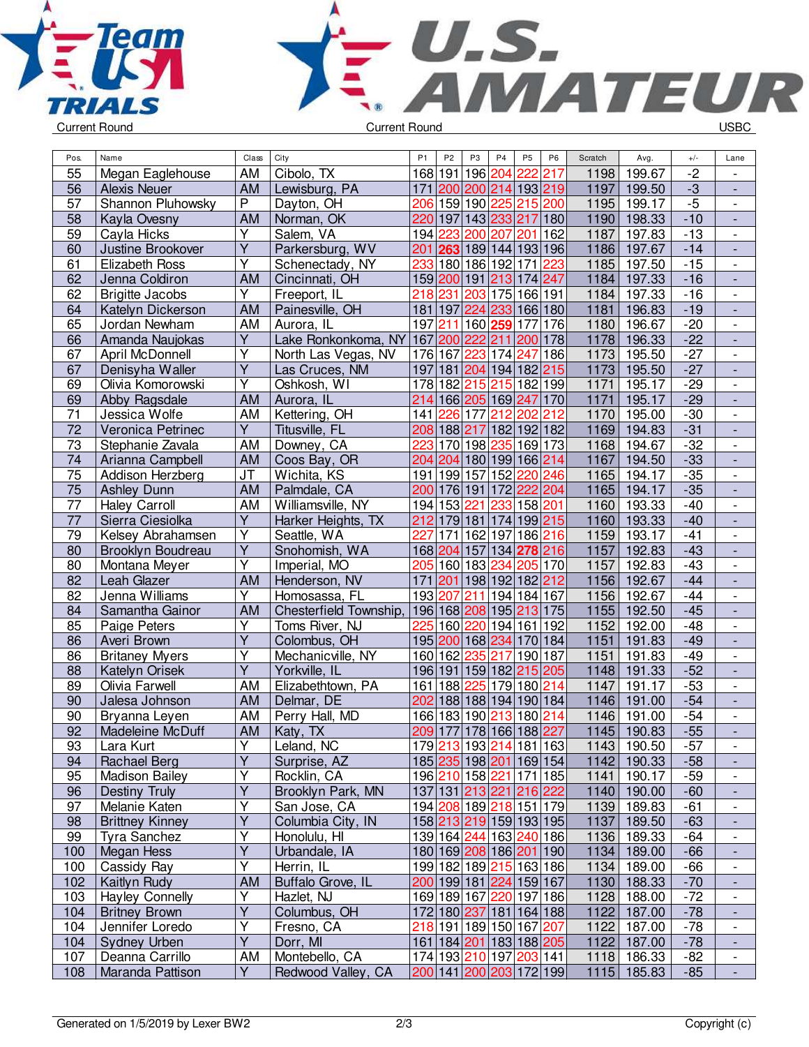Current Round | Current Round | USBC

| Pos. | Name | Class | City | P1 | P2 | P3 | P4 | P5 | P6 | Scratch | Avg. | +/- | Lane |
|---|---|---|---|---|---|---|---|---|---|---|---|---|---|
| 55 | Megan Eaglehouse | AM | Cibolo, TX | 168 | 191 | 196 | 204 | 222 | 217 | 1198 | 199.67 | -2 | - |
| 56 | Alexis Neuer | AM | Lewisburg, PA | 171 | 200 | 200 | 214 | 193 | 219 | 1197 | 199.50 | -3 | - |
| 57 | Shannon Pluhowsky | P | Dayton, OH | 206 | 159 | 190 | 225 | 215 | 200 | 1195 | 199.17 | -5 | - |
| 58 | Kayla Ovesny | AM | Norman, OK | 220 | 197 | 143 | 233 | 217 | 180 | 1190 | 198.33 | -10 | - |
| 59 | Cayla Hicks | Y | Salem, VA | 194 | 223 | 200 | 207 | 201 | 162 | 1187 | 197.83 | -13 | - |
| 60 | Justine Brookover | Y | Parkersburg, WV | 201 | **263** | 189 | 144 | 193 | 196 | 1186 | 197.67 | -14 | - |
| 61 | Elizabeth Ross | Y | Schenectady, NY | 233 | 180 | 186 | 192 | 171 | 223 | 1185 | 197.50 | -15 | - |
| 62 | Jenna Coldiron | AM | Cincinnati, OH | 159 | 200 | 191 | 213 | 174 | 247 | 1184 | 197.33 | -16 | - |
| 62 | Brigitte Jacobs | Y | Freeport, IL | 218 | 231 | 203 | 175 | 166 | 191 | 1184 | 197.33 | -16 | - |
| 64 | Katelyn Dickerson | AM | Painesville, OH | 181 | 197 | 224 | 233 | 166 | 180 | 1181 | 196.83 | -19 | - |
| 65 | Jordan Newham | AM | Aurora, IL | 197 | 211 | 160 | **259** | 177 | 176 | 1180 | 196.67 | -20 | - |
| 66 | Amanda Naujokas | Y | Lake Ronkonkoma, NY | 167 | 200 | 222 | 211 | 200 | 178 | 1178 | 196.33 | -22 | - |
| 67 | April McDonnell | Y | North Las Vegas, NV | 176 | 167 | 223 | 174 | 247 | 186 | 1173 | 195.50 | -27 | - |
| 67 | Denisyha Waller | Y | Las Cruces, NM | 197 | 181 | 204 | 194 | 182 | 215 | 1173 | 195.50 | -27 | - |
| 69 | Olivia Komorowski | Y | Oshkosh, WI | 178 | 182 | 215 | 215 | 182 | 199 | 1171 | 195.17 | -29 | - |
| 69 | Abby Ragsdale | AM | Aurora, IL | 214 | 166 | 205 | 169 | 247 | 170 | 1171 | 195.17 | -29 | - |
| 71 | Jessica Wolfe | AM | Kettering, OH | 141 | 226 | 177 | 212 | 202 | 212 | 1170 | 195.00 | -30 | - |
| 72 | Veronica Petrinec | Y | Titusville, FL | 208 | 188 | 217 | 182 | 192 | 182 | 1169 | 194.83 | -31 | - |
| 73 | Stephanie Zavala | AM | Downey, CA | 223 | 170 | 198 | 235 | 169 | 173 | 1168 | 194.67 | -32 | - |
| 74 | Arianna Campbell | AM | Coos Bay, OR | 204 | 204 | 180 | 199 | 166 | 214 | 1167 | 194.50 | -33 | - |
| 75 | Addison Herzberg | JT | Wichita, KS | 191 | 199 | 157 | 152 | 220 | 246 | 1165 | 194.17 | -35 | - |
| 75 | Ashley Dunn | AM | Palmdale, CA | 200 | 176 | 191 | 172 | 222 | 204 | 1165 | 194.17 | -35 | - |
| 77 | Haley Carroll | AM | Williamsville, NY | 194 | 153 | 221 | 233 | 158 | 201 | 1160 | 193.33 | -40 | - |
| 77 | Sierra Ciesiolka | Y | Harker Heights, TX | 212 | 179 | 181 | 174 | 199 | 215 | 1160 | 193.33 | -40 | - |
| 79 | Kelsey Abrahamsen | Y | Seattle, WA | 227 | 171 | 162 | 197 | 186 | 216 | 1159 | 193.17 | -41 | - |
| 80 | Brooklyn Boudreau | Y | Snohomish, WA | 168 | 204 | 157 | 134 | **278** | 216 | 1157 | 192.83 | -43 | - |
| 80 | Montana Meyer | Y | Imperial, MO | 205 | 160 | 183 | 234 | 205 | 170 | 1157 | 192.83 | -43 | - |
| 82 | Leah Glazer | AM | Henderson, NV | 171 | 201 | 198 | 192 | 182 | 212 | 1156 | 192.67 | -44 | - |
| 82 | Jenna Williams | Y | Homosassa, FL | 193 | 207 | 211 | 194 | 184 | 167 | 1156 | 192.67 | -44 | - |
| 84 | Samantha Gainor | AM | Chesterfield Township, | 196 | 168 | 208 | 195 | 213 | 175 | 1155 | 192.50 | -45 | - |
| 85 | Paige Peters | Y | Toms River, NJ | 225 | 160 | 220 | 194 | 161 | 192 | 1152 | 192.00 | -48 | - |
| 86 | Averi Brown | Y | Colombus, OH | 195 | 200 | 168 | 234 | 170 | 184 | 1151 | 191.83 | -49 | - |
| 86 | Britaney Myers | Y | Mechanicville, NY | 160 | 162 | 235 | 217 | 190 | 187 | 1151 | 191.83 | -49 | - |
| 88 | Katelyn Orisek | Y | Yorkville, IL | 196 | 191 | 159 | 182 | 215 | 205 | 1148 | 191.33 | -52 | - |
| 89 | Olivia Farwell | AM | Elizabethtown, PA | 161 | 188 | 225 | 179 | 180 | 214 | 1147 | 191.17 | -53 | - |
| 90 | Jalesa Johnson | AM | Delmar, DE | 202 | 188 | 188 | 194 | 190 | 184 | 1146 | 191.00 | -54 | - |
| 90 | Bryanna Leyen | AM | Perry Hall, MD | 166 | 183 | 190 | 213 | 180 | 214 | 1146 | 191.00 | -54 | - |
| 92 | Madeleine McDuff | AM | Katy, TX | 209 | 177 | 178 | 166 | 188 | 227 | 1145 | 190.83 | -55 | - |
| 93 | Lara Kurt | Y | Leland, NC | 179 | 213 | 193 | 214 | 181 | 163 | 1143 | 190.50 | -57 | - |
| 94 | Rachael Berg | Y | Surprise, AZ | 185 | 235 | 198 | 201 | 169 | 154 | 1142 | 190.33 | -58 | - |
| 95 | Madison Bailey | Y | Rocklin, CA | 196 | 210 | 158 | 221 | 171 | 185 | 1141 | 190.17 | -59 | - |
| 96 | Destiny Truly | Y | Brooklyn Park, MN | 137 | 131 | 213 | 221 | 216 | 222 | 1140 | 190.00 | -60 | - |
| 97 | Melanie Katen | Y | San Jose, CA | 194 | 208 | 189 | 218 | 151 | 179 | 1139 | 189.83 | -61 | - |
| 98 | Brittney Kinney | Y | Columbia City, IN | 158 | 213 | 219 | 159 | 193 | 195 | 1137 | 189.50 | -63 | - |
| 99 | Tyra Sanchez | Y | Honolulu, HI | 139 | 164 | 244 | 163 | 240 | 186 | 1136 | 189.33 | -64 | - |
| 100 | Megan Hess | Y | Urbandale, IA | 180 | 169 | 208 | 186 | 201 | 190 | 1134 | 189.00 | -66 | - |
| 100 | Cassidy Ray | Y | Herrin, IL | 199 | 182 | 189 | 215 | 163 | 186 | 1134 | 189.00 | -66 | - |
| 102 | Kaitlyn Rudy | AM | Buffalo Grove, IL | 200 | 199 | 181 | 224 | 159 | 167 | 1130 | 188.33 | -70 | - |
| 103 | Hayley Connelly | Y | Hazlet, NJ | 169 | 189 | 167 | 220 | 197 | 186 | 1128 | 188.00 | -72 | - |
| 104 | Britney Brown | Y | Columbus, OH | 172 | 180 | 237 | 181 | 164 | 188 | 1122 | 187.00 | -78 | - |
| 104 | Jennifer Loredo | Y | Fresno, CA | 218 | 191 | 189 | 150 | 167 | 207 | 1122 | 187.00 | -78 | - |
| 104 | Sydney Urben | Y | Dorr, MI | 161 | 184 | 201 | 183 | 188 | 205 | 1122 | 187.00 | -78 | - |
| 107 | Deanna Carrillo | AM | Montebello, CA | 174 | 193 | 210 | 197 | 203 | 141 | 1118 | 186.33 | -82 | - |
| 108 | Maranda Pattison | Y | Redwood Valley, CA | 200 | 141 | 200 | 203 | 172 | 199 | 1115 | 185.83 | -85 | - |

Generated on 1/5/2019 by Lexer BW2 | Copyright (c)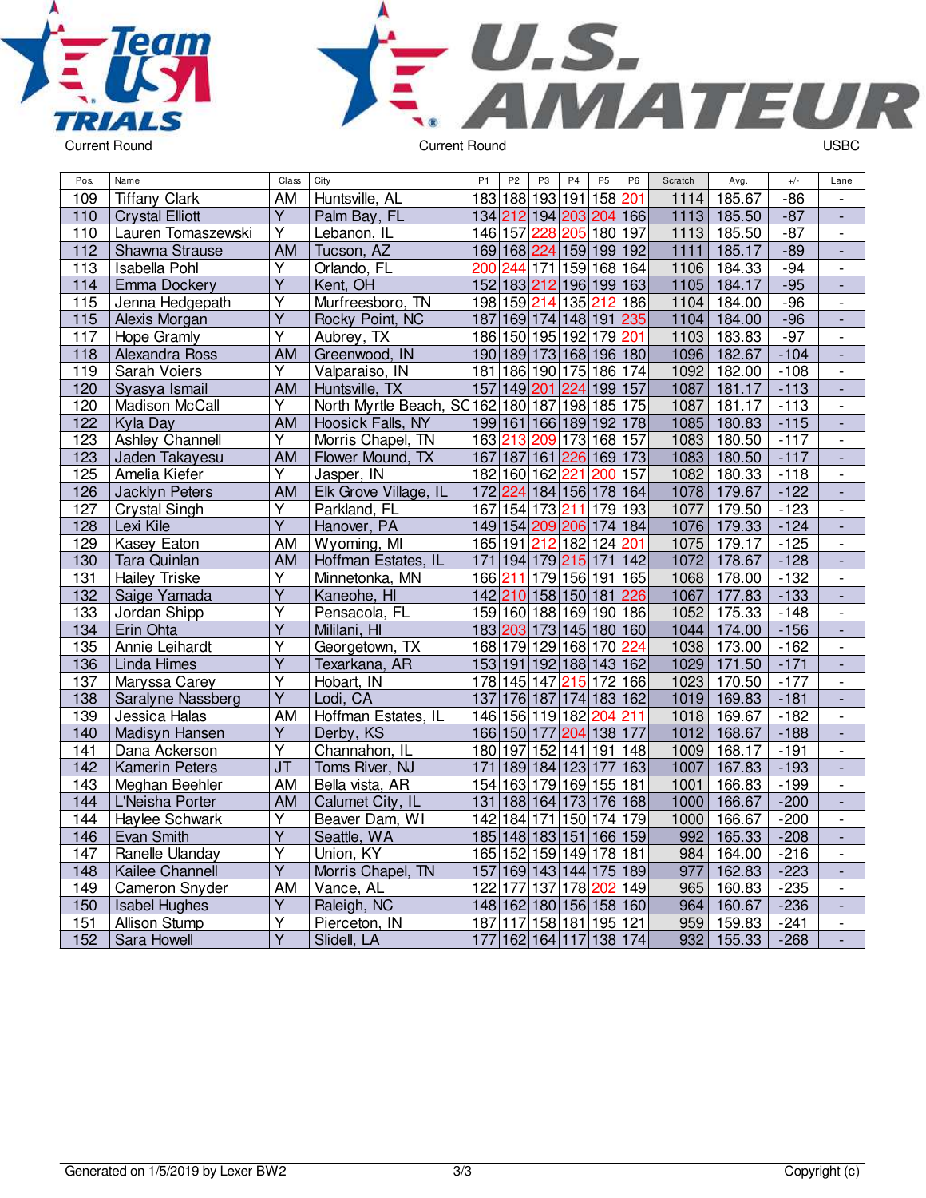Current Round

Current Round

USBC

| Pos. | Name | Class | City | P1 | P2 | P3 | P4 | P5 | P6 | Scratch | Avg. | +/- | Lane |
|---|---|---|---|---|---|---|---|---|---|---|---|---|---|
| 109 | Tiffany Clark | AM | Huntsville, AL | 183 | 188 | 193 | 191 | 158 | 201 | 1114 | 185.67 | -86 | - |
| 110 | Crystal Elliott | Y | Palm Bay, FL | 134 | 212 | 194 | 203 | 204 | 166 | 1113 | 185.50 | -87 | - |
| 110 | Lauren Tomaszewski | Y | Lebanon, IL | 146 | 157 | 228 | 205 | 180 | 197 | 1113 | 185.50 | -87 | - |
| 112 | Shawna Strause | AM | Tucson, AZ | 169 | 168 | 224 | 159 | 199 | 192 | 1111 | 185.17 | -89 | - |
| 113 | Isabella Pohl | Y | Orlando, FL | 200 | 244 | 171 | 159 | 168 | 164 | 1106 | 184.33 | -94 | - |
| 114 | Emma Dockery | Y | Kent, OH | 152 | 183 | 212 | 196 | 199 | 163 | 1105 | 184.17 | -95 | - |
| 115 | Jenna Hedgepath | Y | Murfreesboro, TN | 198 | 159 | 214 | 135 | 212 | 186 | 1104 | 184.00 | -96 | - |
| 115 | Alexis Morgan | Y | Rocky Point, NC | 187 | 169 | 174 | 148 | 191 | 235 | 1104 | 184.00 | -96 | - |
| 117 | Hope Gramly | Y | Aubrey, TX | 186 | 150 | 195 | 192 | 179 | 201 | 1103 | 183.83 | -97 | - |
| 118 | Alexandra Ross | AM | Greenwood, IN | 190 | 189 | 173 | 168 | 196 | 180 | 1096 | 182.67 | -104 | - |
| 119 | Sarah Voiers | Y | Valparaiso, IN | 181 | 186 | 190 | 175 | 186 | 174 | 1092 | 182.00 | -108 | - |
| 120 | Syasya Ismail | AM | Huntsville, TX | 157 | 149 | 201 | 224 | 199 | 157 | 1087 | 181.17 | -113 | - |
| 120 | Madison McCall | Y | North Myrtle Beach, SC | 162 | 180 | 187 | 198 | 185 | 175 | 1087 | 181.17 | -113 | - |
| 122 | Kyla Day | AM | Hoosick Falls, NY | 199 | 161 | 166 | 189 | 192 | 178 | 1085 | 180.83 | -115 | - |
| 123 | Ashley Channell | Y | Morris Chapel, TN | 163 | 213 | 209 | 173 | 168 | 157 | 1083 | 180.50 | -117 | - |
| 123 | Jaden Takayesu | AM | Flower Mound, TX | 167 | 187 | 161 | 226 | 169 | 173 | 1083 | 180.50 | -117 | - |
| 125 | Amelia Kiefer | Y | Jasper, IN | 182 | 160 | 162 | 221 | 200 | 157 | 1082 | 180.33 | -118 | - |
| 126 | Jacklyn Peters | AM | Elk Grove Village, IL | 172 | 224 | 184 | 156 | 178 | 164 | 1078 | 179.67 | -122 | - |
| 127 | Crystal Singh | Y | Parkland, FL | 167 | 154 | 173 | 211 | 179 | 193 | 1077 | 179.50 | -123 | - |
| 128 | Lexi Kile | Y | Hanover, PA | 149 | 154 | 209 | 206 | 174 | 184 | 1076 | 179.33 | -124 | - |
| 129 | Kasey Eaton | AM | Wyoming, MI | 165 | 191 | 212 | 182 | 124 | 201 | 1075 | 179.17 | -125 | - |
| 130 | Tara Quinlan | AM | Hoffman Estates, IL | 171 | 194 | 179 | 215 | 171 | 142 | 1072 | 178.67 | -128 | - |
| 131 | Hailey Triske | Y | Minnetonka, MN | 166 | 211 | 179 | 156 | 191 | 165 | 1068 | 178.00 | -132 | - |
| 132 | Saige Yamada | Y | Kaneohe, HI | 142 | 210 | 158 | 150 | 181 | 226 | 1067 | 177.83 | -133 | - |
| 133 | Jordan Shipp | Y | Pensacola, FL | 159 | 160 | 188 | 169 | 190 | 186 | 1052 | 175.33 | -148 | - |
| 134 | Erin Ohta | Y | Mililani, HI | 183 | 203 | 173 | 145 | 180 | 160 | 1044 | 174.00 | -156 | - |
| 135 | Annie Leihardt | Y | Georgetown, TX | 168 | 179 | 129 | 168 | 170 | 224 | 1038 | 173.00 | -162 | - |
| 136 | Linda Himes | Y | Texarkana, AR | 153 | 191 | 192 | 188 | 143 | 162 | 1029 | 171.50 | -171 | - |
| 137 | Maryssa Carey | Y | Hobart, IN | 178 | 145 | 147 | 215 | 172 | 166 | 1023 | 170.50 | -177 | - |
| 138 | Saralyne Nassberg | Y | Lodi, CA | 137 | 176 | 187 | 174 | 183 | 162 | 1019 | 169.83 | -181 | - |
| 139 | Jessica Halas | AM | Hoffman Estates, IL | 146 | 156 | 119 | 182 | 204 | 211 | 1018 | 169.67 | -182 | - |
| 140 | Madisyn Hansen | Y | Derby, KS | 166 | 150 | 177 | 204 | 138 | 177 | 1012 | 168.67 | -188 | - |
| 141 | Dana Ackerson | Y | Channahon, IL | 180 | 197 | 152 | 141 | 191 | 148 | 1009 | 168.17 | -191 | - |
| 142 | Kamerin Peters | JT | Toms River, NJ | 171 | 189 | 184 | 123 | 177 | 163 | 1007 | 167.83 | -193 | - |
| 143 | Meghan Beehler | AM | Bella vista, AR | 154 | 163 | 179 | 169 | 155 | 181 | 1001 | 166.83 | -199 | - |
| 144 | L'Neisha Porter | AM | Calumet City, IL | 131 | 188 | 164 | 173 | 176 | 168 | 1000 | 166.67 | -200 | - |
| 144 | Haylee Schwark | Y | Beaver Dam, WI | 142 | 184 | 171 | 150 | 174 | 179 | 1000 | 166.67 | -200 | - |
| 146 | Evan Smith | Y | Seattle, WA | 185 | 148 | 183 | 151 | 166 | 159 | 992 | 165.33 | -208 | - |
| 147 | Ranelle Ulanday | Y | Union, KY | 165 | 152 | 159 | 149 | 178 | 181 | 984 | 164.00 | -216 | - |
| 148 | Kailee Channell | Y | Morris Chapel, TN | 157 | 169 | 143 | 144 | 175 | 189 | 977 | 162.83 | -223 | - |
| 149 | Cameron Snyder | AM | Vance, AL | 122 | 177 | 137 | 178 | 202 | 149 | 965 | 160.83 | -235 | - |
| 150 | Isabel Hughes | Y | Raleigh, NC | 148 | 162 | 180 | 156 | 158 | 160 | 964 | 160.67 | -236 | - |
| 151 | Allison Stump | Y | Pierceton, IN | 187 | 117 | 158 | 181 | 195 | 121 | 959 | 159.83 | -241 | - |
| 152 | Sara Howell | Y | Slidell, LA | 177 | 162 | 164 | 117 | 138 | 174 | 932 | 155.33 | -268 | - |

Generated on 1/5/2019 by Lexer BW2

Copyright (c)